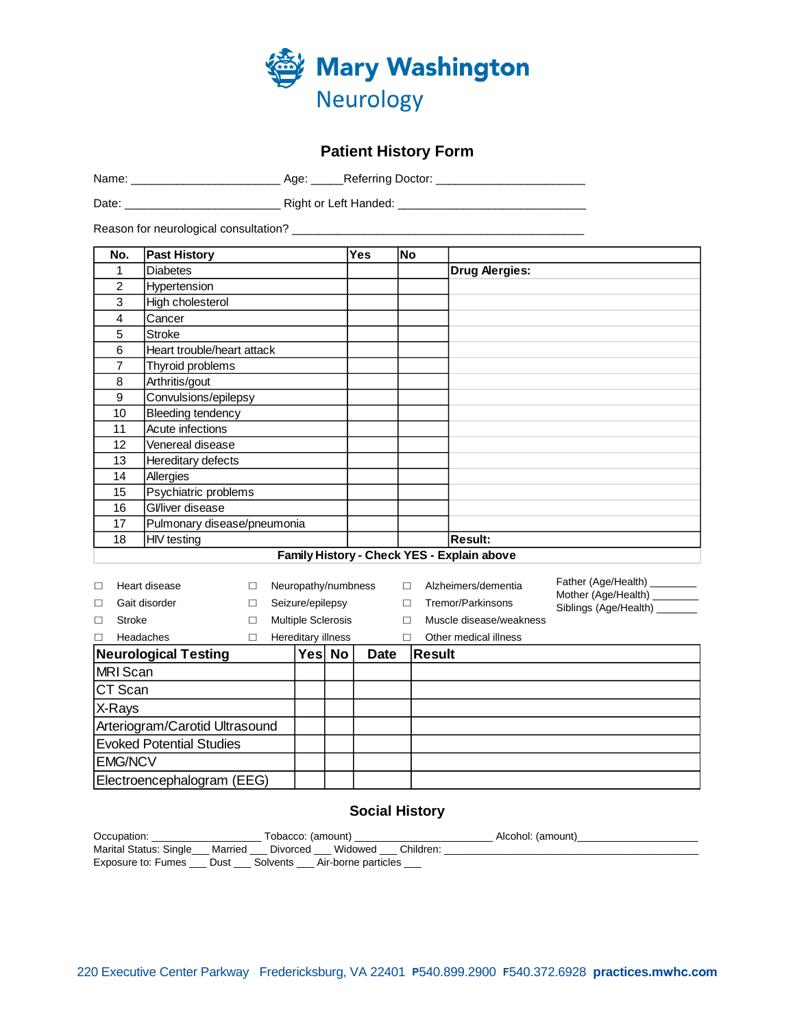# Mary Washington Neurology

## Patient History Form

Name: ______________________ Age: _____Referring Doctor: ______________________

Date: _______________________ Right or Left Handed: ____________________________

Reason for neurological consultation? ____________________________________________

| No. | Past History | Yes | No | |
|---|---|---|---|---|
| 1 | Diabetes | | | **Drug Alergies:** |
| 2 | Hypertension | | | |
| 3 | High cholesterol | | | |
| 4 | Cancer | | | |
| 5 | Stroke | | | |
| 6 | Heart trouble/heart attack | | | |
| 7 | Thyroid problems | | | |
| 8 | Arthritis/gout | | | |
| 9 | Convulsions/epilepsy | | | |
| 10 | Bleeding tendency | | | |
| 11 | Acute infections | | | |
| 12 | Venereal disease | | | |
| 13 | Hereditary defects | | | |
| 14 | Allergies | | | |
| 15 | Psychiatric problems | | | |
| 16 | GI/liver disease | | | |
| 17 | Pulmonary disease/pneumonia | | | |
| 18 | HIV testing | | | **Result:** |

**Family History - Check YES - Explain above**

☐ Heart disease ☐ Neuropathy/numbness ☐ Alzheimers/dementia

☐ Gait disorder ☐ Seizure/epilepsy ☐ Tremor/Parkinsons

☐ Stroke ☐ Multiple Sclerosis ☐ Muscle disease/weakness

☐ Headaches ☐ Hereditary illness ☐ Other medical illness

Father (Age/Health) ________
Mother (Age/Health) ________
Siblings (Age/Health) _______

| Neurological Testing | Yes | No | Date | Result |
|---|---|---|---|---|
| MRI Scan | | | | |
| CT Scan | | | | |
| X-Rays | | | | |
| Arteriogram/Carotid Ultrasound | | | | |
| Evoked Potential Studies | | | | |
| EMG/NCV | | | | |
| Electroencephalogram (EEG) | | | | |

## Social History

Occupation: ____________________ Tobacco: (amount) _________________________ Alcohol: (amount)____________________

Marital Status: Single___ Married ___ Divorced ___ Widowed ___ Children: ______________________________________

Exposure to: Fumes ___ Dust ___ Solvents ___ Air-borne particles ___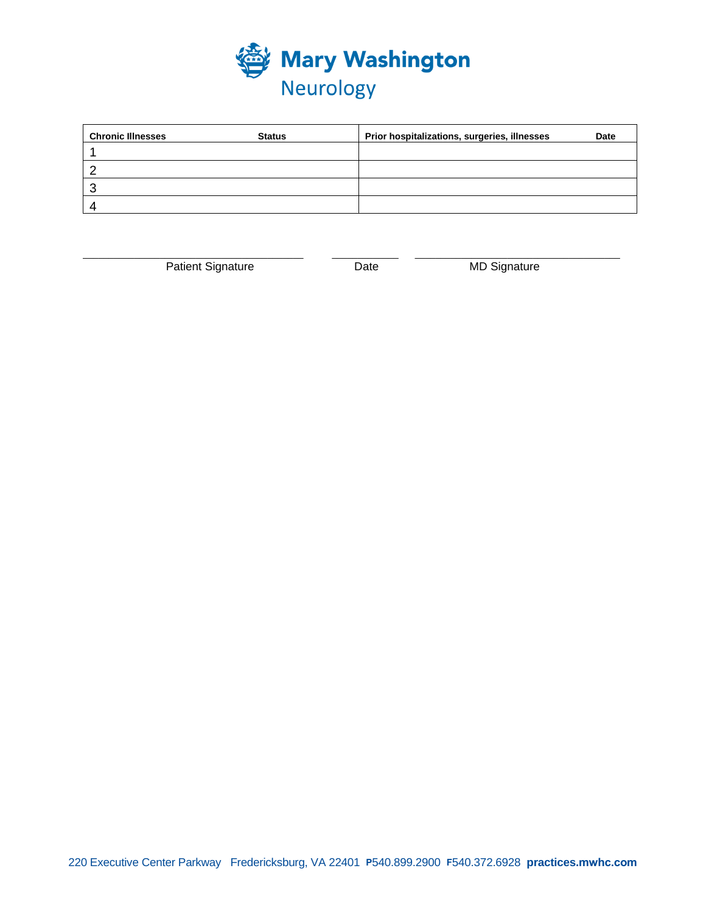# Mary Washington Neurology

| Chronic Illnesses | Status | Prior hospitalizations, surgeries, illnesses | Date |
|---|---|---|---|
| 1 | | | |
| 2 | | | |
| 3 | | | |
| 4 | | | |

\_\_\_\_\_\_\_\_\_\_\_\_\_\_\_\_\_\_\_\_\_\_\_\_\_\_\_\_ \_\_\_\_\_\_\_\_\_\_ \_\_\_\_\_\_\_\_\_\_\_\_\_\_\_\_\_\_\_\_\_\_\_\_\_\_\_\_

Patient Signature Date MD Signature

220 Executive Center Parkway Fredericksburg, VA 22401 **P**540.899.2900 **F**540.372.6928 **practices.mwhc.com**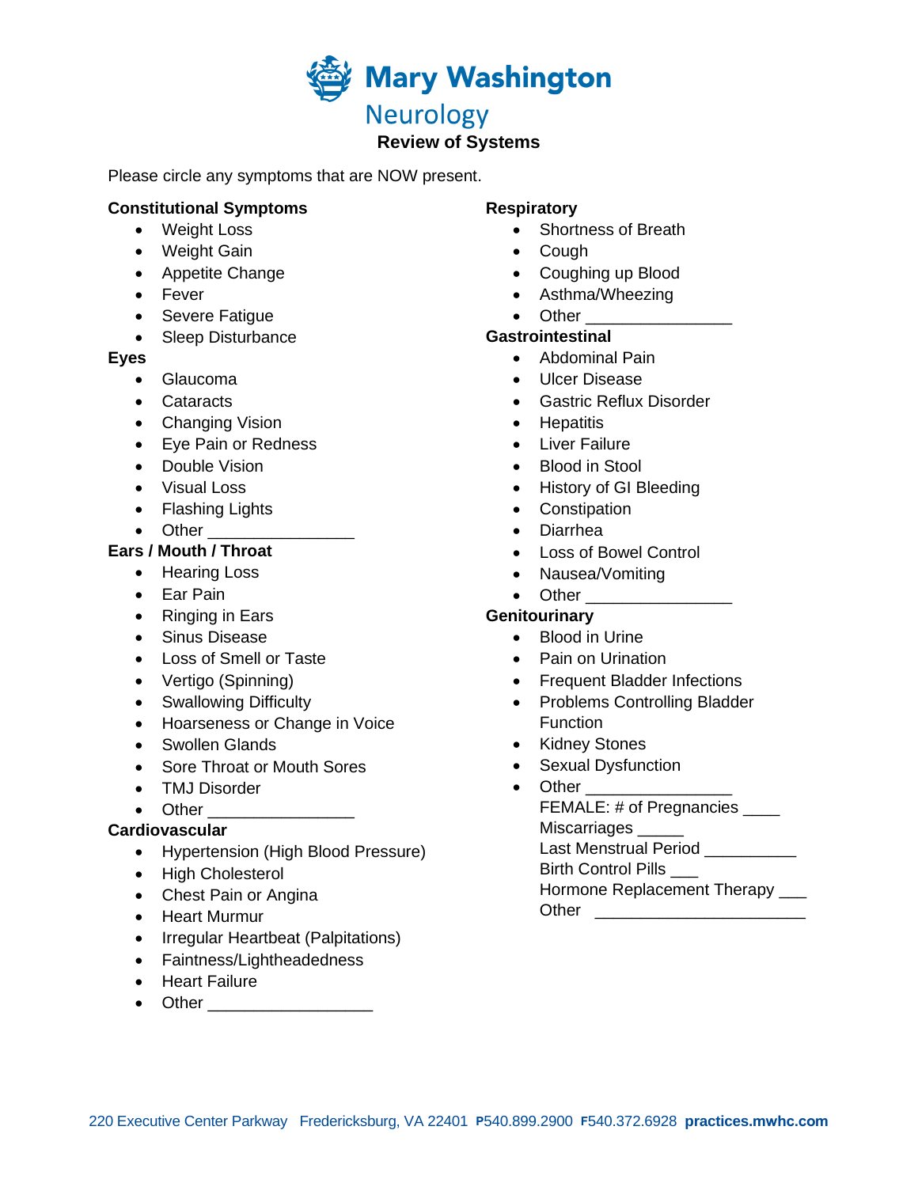# Mary Washington Neurology

## Review of Systems

Please circle any symptoms that are NOW present.

**Constitutional Symptoms**
- Weight Loss
- Weight Gain
- Appetite Change
- Fever
- Severe Fatigue
- Sleep Disturbance

**Eyes**
- Glaucoma
- Cataracts
- Changing Vision
- Eye Pain or Redness
- Double Vision
- Visual Loss
- Flashing Lights
- Other ________________

**Ears / Mouth / Throat**
- Hearing Loss
- Ear Pain
- Ringing in Ears
- Sinus Disease
- Loss of Smell or Taste
- Vertigo (Spinning)
- Swallowing Difficulty
- Hoarseness or Change in Voice
- Swollen Glands
- Sore Throat or Mouth Sores
- TMJ Disorder
- Other ________________

**Cardiovascular**
- Hypertension (High Blood Pressure)
- High Cholesterol
- Chest Pain or Angina
- Heart Murmur
- Irregular Heartbeat (Palpitations)
- Faintness/Lightheadedness
- Heart Failure
- Other __________________

**Respiratory**
- Shortness of Breath
- Cough
- Coughing up Blood
- Asthma/Wheezing
- Other ________________

**Gastrointestinal**
- Abdominal Pain
- Ulcer Disease
- Gastric Reflux Disorder
- Hepatitis
- Liver Failure
- Blood in Stool
- History of GI Bleeding
- Constipation
- Diarrhea
- Loss of Bowel Control
- Nausea/Vomiting
- Other ________________

**Genitourinary**
- Blood in Urine
- Pain on Urination
- Frequent Bladder Infections
- Problems Controlling Bladder Function
- Kidney Stones
- Sexual Dysfunction
- Other ________________

FEMALE: # of Pregnancies ____
Miscarriages _____
Last Menstrual Period __________
Birth Control Pills ___
Hormone Replacement Therapy ___
Other ______________________

220 Executive Center Parkway Fredericksburg, VA 22401 **P**540.899.2900 **F**540.372.6928 **practices.mwhc.com**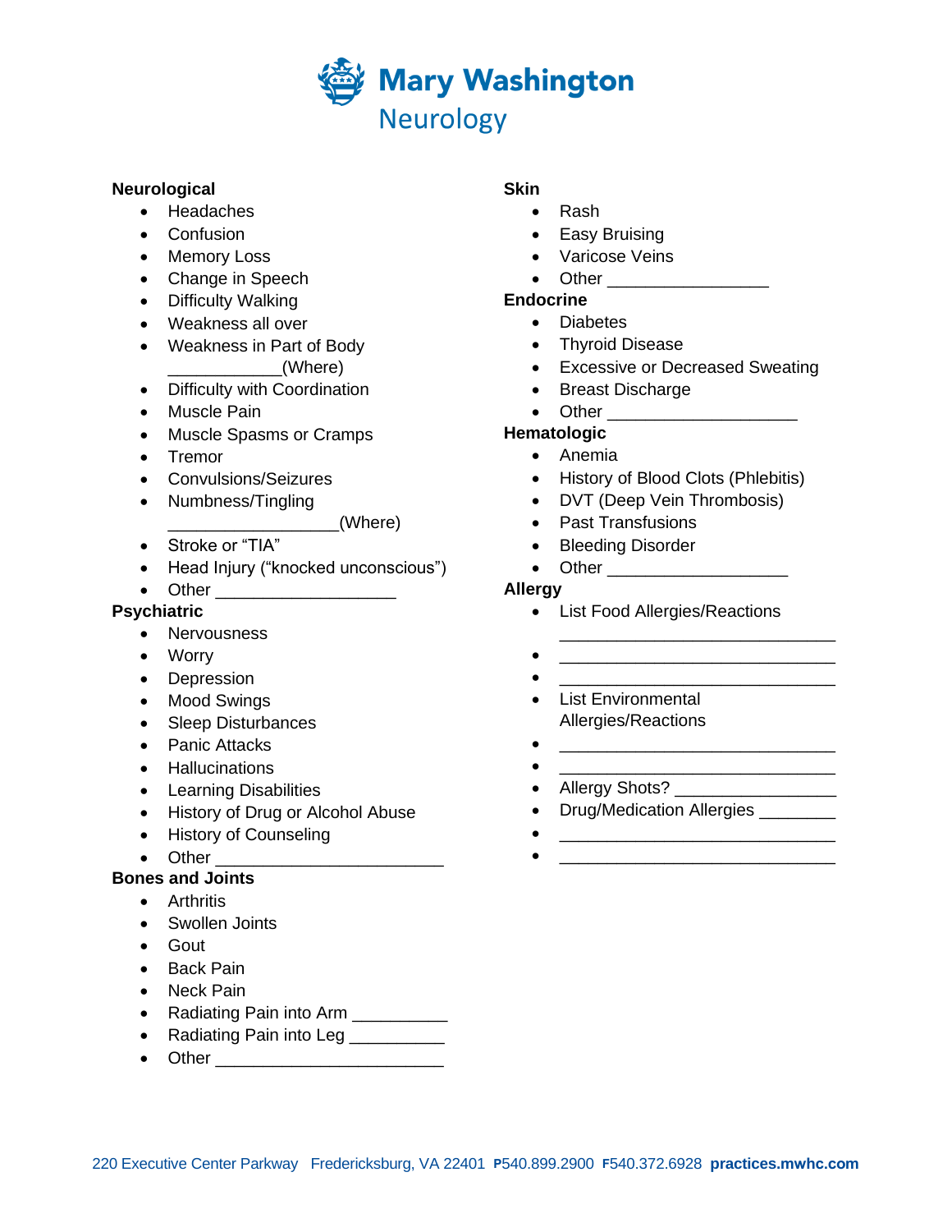Mary Washington
Neurology

**Neurological**

- Headaches
- Confusion
- Memory Loss
- Change in Speech
- Difficulty Walking
- Weakness all over
- Weakness in Part of Body ____________(Where)
- Difficulty with Coordination
- Muscle Pain
- Muscle Spasms or Cramps
- Tremor
- Convulsions/Seizures
- Numbness/Tingling _________________(Where)
- Stroke or "TIA"
- Head Injury ("knocked unconscious")
- Other ___________________

**Psychiatric**

- Nervousness
- Worry
- Depression
- Mood Swings
- Sleep Disturbances
- Panic Attacks
- Hallucinations
- Learning Disabilities
- History of Drug or Alcohol Abuse
- History of Counseling
- Other ________________________

**Bones and Joints**

- Arthritis
- Swollen Joints
- Gout
- Back Pain
- Neck Pain
- Radiating Pain into Arm __________
- Radiating Pain into Leg __________
- Other ________________________

**Skin**

- Rash
- Easy Bruising
- Varicose Veins
- Other _________________

**Endocrine**

- Diabetes
- Thyroid Disease
- Excessive or Decreased Sweating
- Breast Discharge
- Other ____________________

**Hematologic**

- Anemia
- History of Blood Clots (Phlebitis)
- DVT (Deep Vein Thrombosis)
- Past Transfusions
- Bleeding Disorder
- Other ___________________

**Allergy**

- List Food Allergies/Reactions
  _____________________________
- _____________________________
- _____________________________
- List Environmental Allergies/Reactions
- _____________________________
- _____________________________
- Allergy Shots? ________________
- Drug/Medication Allergies ________
- _____________________________
- _____________________________

220 Executive Center Parkway Fredericksburg, VA 22401 P540.899.2900 F540.372.6928 **practices.mwhc.com**